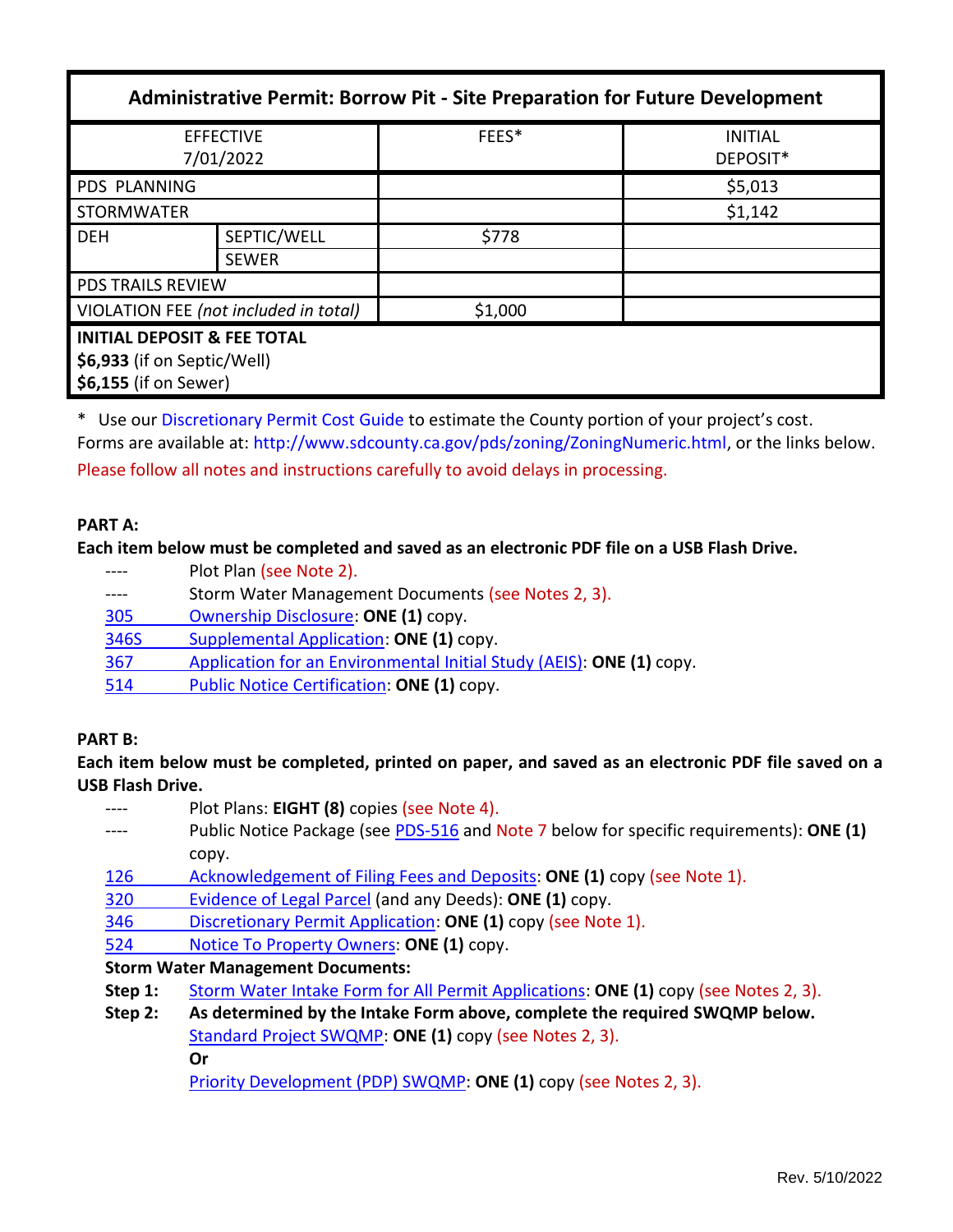| Administrative Permit: Borrow Pit - Site Preparation for Future Development | | | |
|---|---|---|---|
| EFFECTIVE 7/01/2022 | | FEES* | INITIAL DEPOSIT* |
| PDS PLANNING | | | $5,013 |
| STORMWATER | | | $1,142 |
| DEH | SEPTIC/WELL | $778 | |
| | SEWER | | |
| PDS TRAILS REVIEW | | | |
| VIOLATION FEE *(not included in total)* | | $1,000 | |
| **INITIAL DEPOSIT & FEE TOTAL**<br>**$6,933** (if on Septic/Well)<br>**$6,155** (if on Sewer) | | | |

\* Use our Discretionary Permit Cost Guide to estimate the County portion of your project's cost.
Forms are available at: http://www.sdcounty.ca.gov/pds/zoning/ZoningNumeric.html, or the links below.
Please follow all notes and instructions carefully to avoid delays in processing.

**PART A:**

**Each item below must be completed and saved as an electronic PDF file on a USB Flash Drive.**

- ---- Plot Plan (see Note 2).
- ---- Storm Water Management Documents (see Notes 2, 3).
- 305 Ownership Disclosure: **ONE (1)** copy.
- 346S Supplemental Application: **ONE (1)** copy.
- 367 Application for an Environmental Initial Study (AEIS): **ONE (1)** copy.
- 514 Public Notice Certification: **ONE (1)** copy.

**PART B:**

**Each item below must be completed, printed on paper, and saved as an electronic PDF file saved on a USB Flash Drive.**

- ---- Plot Plans: **EIGHT (8)** copies (see Note 4).
- ---- Public Notice Package (see PDS-516 and Note 7 below for specific requirements): **ONE (1)** copy.
- 126 Acknowledgement of Filing Fees and Deposits: **ONE (1)** copy (see Note 1).
- 320 Evidence of Legal Parcel (and any Deeds): **ONE (1)** copy.
- 346 Discretionary Permit Application: **ONE (1)** copy (see Note 1).
- 524 Notice To Property Owners: **ONE (1)** copy.

**Storm Water Management Documents:**

**Step 1:** Storm Water Intake Form for All Permit Applications: **ONE (1)** copy (see Notes 2, 3).

**Step 2:** **As determined by the Intake Form above, complete the required SWQMP below.**
Standard Project SWQMP: **ONE (1)** copy (see Notes 2, 3).
**Or**
Priority Development (PDP) SWQMP: **ONE (1)** copy (see Notes 2, 3).

Rev. 5/10/2022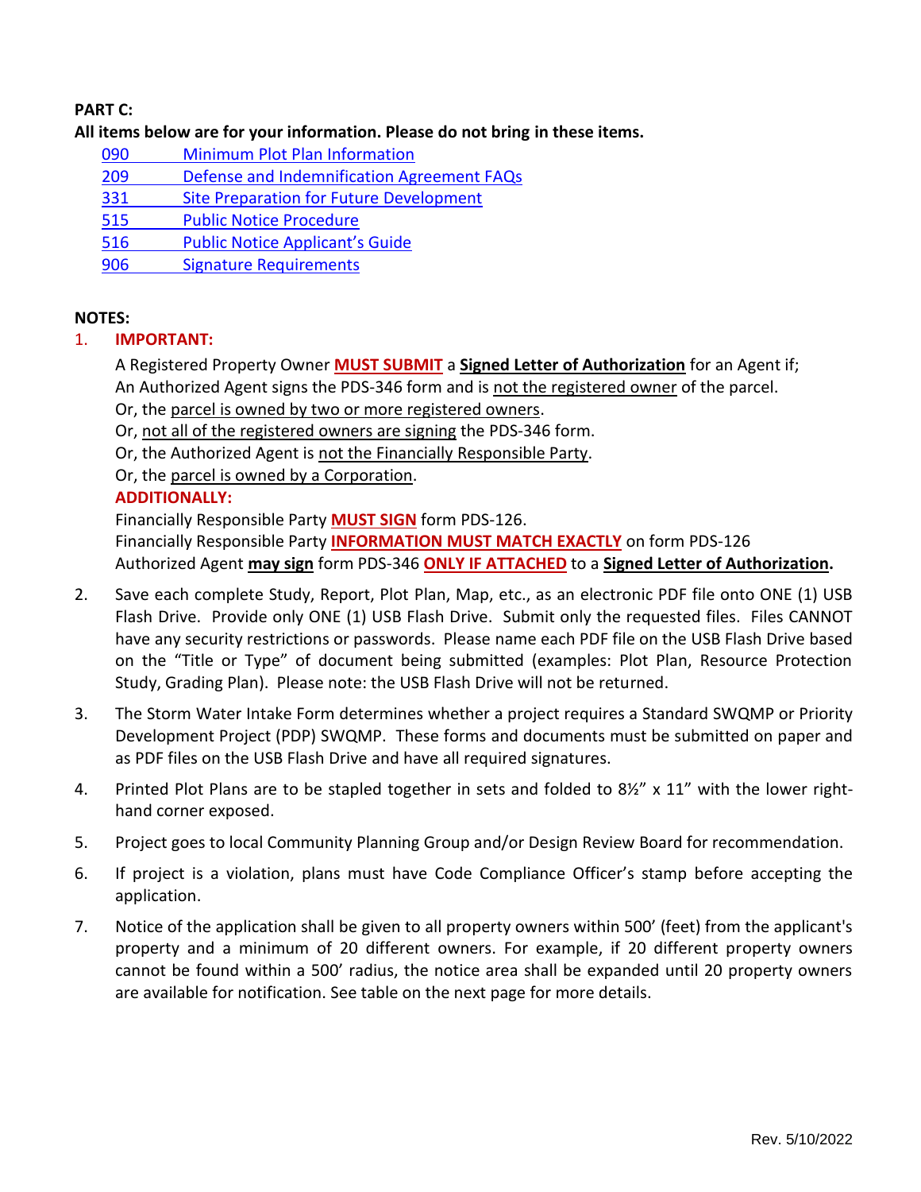**PART C:**

**All items below are for your information. Please do not bring in these items.**

- 090 Minimum Plot Plan Information
- 209 Defense and Indemnification Agreement FAQs
- 331 Site Preparation for Future Development
- 515 Public Notice Procedure
- 516 Public Notice Applicant's Guide
- 906 Signature Requirements

**NOTES:**

1. **IMPORTANT:**

   A Registered Property Owner **MUST SUBMIT** a **Signed Letter of Authorization** for an Agent if;
   An Authorized Agent signs the PDS-346 form and is not the registered owner of the parcel.
   Or, the parcel is owned by two or more registered owners.
   Or, not all of the registered owners are signing the PDS-346 form.
   Or, the Authorized Agent is not the Financially Responsible Party.
   Or, the parcel is owned by a Corporation.

   **ADDITIONALLY:**

   Financially Responsible Party **MUST SIGN** form PDS-126.
   Financially Responsible Party **INFORMATION MUST MATCH EXACTLY** on form PDS-126
   Authorized Agent **may sign** form PDS-346 **ONLY IF ATTACHED** to a **Signed Letter of Authorization.**

2. Save each complete Study, Report, Plot Plan, Map, etc., as an electronic PDF file onto ONE (1) USB Flash Drive. Provide only ONE (1) USB Flash Drive. Submit only the requested files. Files CANNOT have any security restrictions or passwords. Please name each PDF file on the USB Flash Drive based on the "Title or Type" of document being submitted (examples: Plot Plan, Resource Protection Study, Grading Plan). Please note: the USB Flash Drive will not be returned.

3. The Storm Water Intake Form determines whether a project requires a Standard SWQMP or Priority Development Project (PDP) SWQMP. These forms and documents must be submitted on paper and as PDF files on the USB Flash Drive and have all required signatures.

4. Printed Plot Plans are to be stapled together in sets and folded to 8½" x 11" with the lower right-hand corner exposed.

5. Project goes to local Community Planning Group and/or Design Review Board for recommendation.

6. If project is a violation, plans must have Code Compliance Officer's stamp before accepting the application.

7. Notice of the application shall be given to all property owners within 500' (feet) from the applicant's property and a minimum of 20 different owners. For example, if 20 different property owners cannot be found within a 500' radius, the notice area shall be expanded until 20 property owners are available for notification. See table on the next page for more details.

Rev. 5/10/2022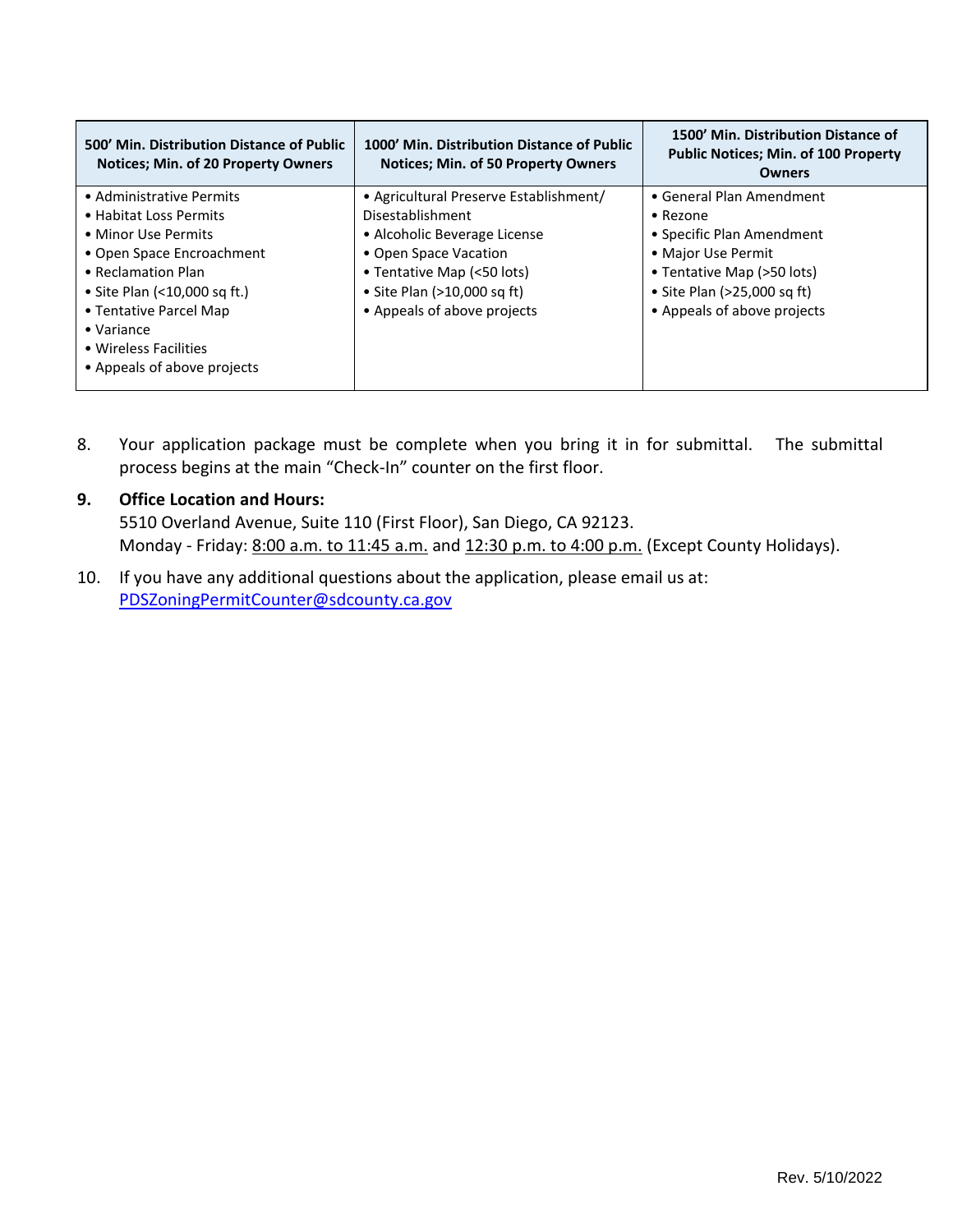| 500' Min. Distribution Distance of Public Notices; Min. of 20 Property Owners | 1000' Min. Distribution Distance of Public Notices; Min. of 50 Property Owners | 1500' Min. Distribution Distance of Public Notices; Min. of 100 Property Owners |
|---|---|---|
| • Administrative Permits<br>• Habitat Loss Permits<br>• Minor Use Permits<br>• Open Space Encroachment<br>• Reclamation Plan<br>• Site Plan (<10,000 sq ft.)<br>• Tentative Parcel Map<br>• Variance<br>• Wireless Facilities<br>• Appeals of above projects | • Agricultural Preserve Establishment/ Disestablishment<br>• Alcoholic Beverage License<br>• Open Space Vacation<br>• Tentative Map (<50 lots)<br>• Site Plan (>10,000 sq ft)<br>• Appeals of above projects | • General Plan Amendment<br>• Rezone<br>• Specific Plan Amendment<br>• Major Use Permit<br>• Tentative Map (>50 lots)<br>• Site Plan (>25,000 sq ft)<br>• Appeals of above projects |

8. Your application package must be complete when you bring it in for submittal. The submittal process begins at the main "Check-In" counter on the first floor.

9. **Office Location and Hours:**
   5510 Overland Avenue, Suite 110 (First Floor), San Diego, CA 92123.
   Monday - Friday: 8:00 a.m. to 11:45 a.m. and 12:30 p.m. to 4:00 p.m. (Except County Holidays).

10. If you have any additional questions about the application, please email us at: PDSZoningPermitCounter@sdcounty.ca.gov

Rev. 5/10/2022